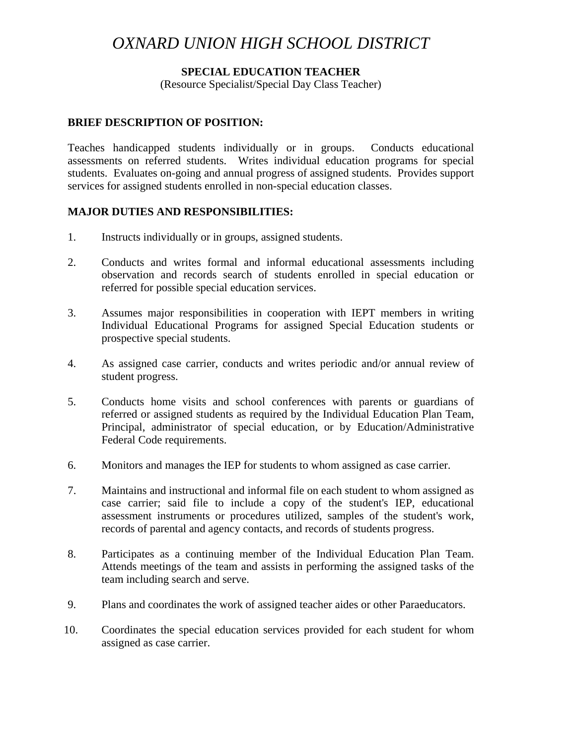# *OXNARD UNION HIGH SCHOOL DISTRICT*

**SPECIAL EDUCATION TEACHER**
(Resource Specialist/Special Day Class Teacher)

## BRIEF DESCRIPTION OF POSITION:

Teaches handicapped students individually or in groups. Conducts educational assessments on referred students. Writes individual education programs for special students. Evaluates on-going and annual progress of assigned students. Provides support services for assigned students enrolled in non-special education classes.

## MAJOR DUTIES AND RESPONSIBILITIES:

1. Instructs individually or in groups, assigned students.

2. Conducts and writes formal and informal educational assessments including observation and records search of students enrolled in special education or referred for possible special education services.

3. Assumes major responsibilities in cooperation with IEPT members in writing Individual Educational Programs for assigned Special Education students or prospective special students.

4. As assigned case carrier, conducts and writes periodic and/or annual review of student progress.

5. Conducts home visits and school conferences with parents or guardians of referred or assigned students as required by the Individual Education Plan Team, Principal, administrator of special education, or by Education/Administrative Federal Code requirements.

6. Monitors and manages the IEP for students to whom assigned as case carrier.

7. Maintains and instructional and informal file on each student to whom assigned as case carrier; said file to include a copy of the student's IEP, educational assessment instruments or procedures utilized, samples of the student's work, records of parental and agency contacts, and records of students progress.

8. Participates as a continuing member of the Individual Education Plan Team. Attends meetings of the team and assists in performing the assigned tasks of the team including search and serve.

9. Plans and coordinates the work of assigned teacher aides or other Paraeducators.

10. Coordinates the special education services provided for each student for whom assigned as case carrier.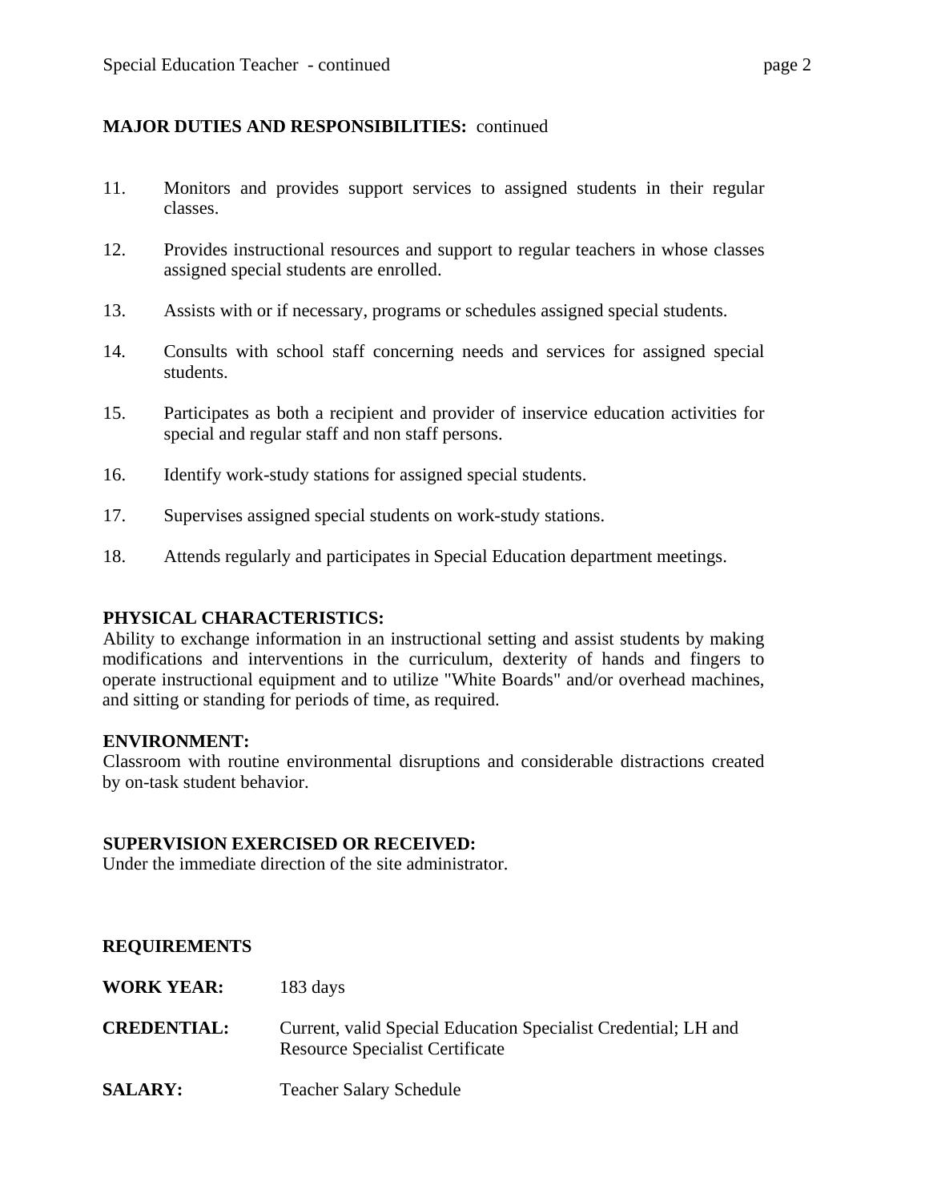**MAJOR DUTIES AND RESPONSIBILITIES:** continued

11. Monitors and provides support services to assigned students in their regular classes.

12. Provides instructional resources and support to regular teachers in whose classes assigned special students are enrolled.

13. Assists with or if necessary, programs or schedules assigned special students.

14. Consults with school staff concerning needs and services for assigned special students.

15. Participates as both a recipient and provider of inservice education activities for special and regular staff and non staff persons.

16. Identify work-study stations for assigned special students.

17. Supervises assigned special students on work-study stations.

18. Attends regularly and participates in Special Education department meetings.

**PHYSICAL CHARACTERISTICS:**
Ability to exchange information in an instructional setting and assist students by making modifications and interventions in the curriculum, dexterity of hands and fingers to operate instructional equipment and to utilize "White Boards" and/or overhead machines, and sitting or standing for periods of time, as required.

**ENVIRONMENT:**
Classroom with routine environmental disruptions and considerable distractions created by on-task student behavior.

**SUPERVISION EXERCISED OR RECEIVED:**
Under the immediate direction of the site administrator.

**REQUIREMENTS**

**WORK YEAR:** 183 days

**CREDENTIAL:** Current, valid Special Education Specialist Credential; LH and Resource Specialist Certificate

**SALARY:** Teacher Salary Schedule